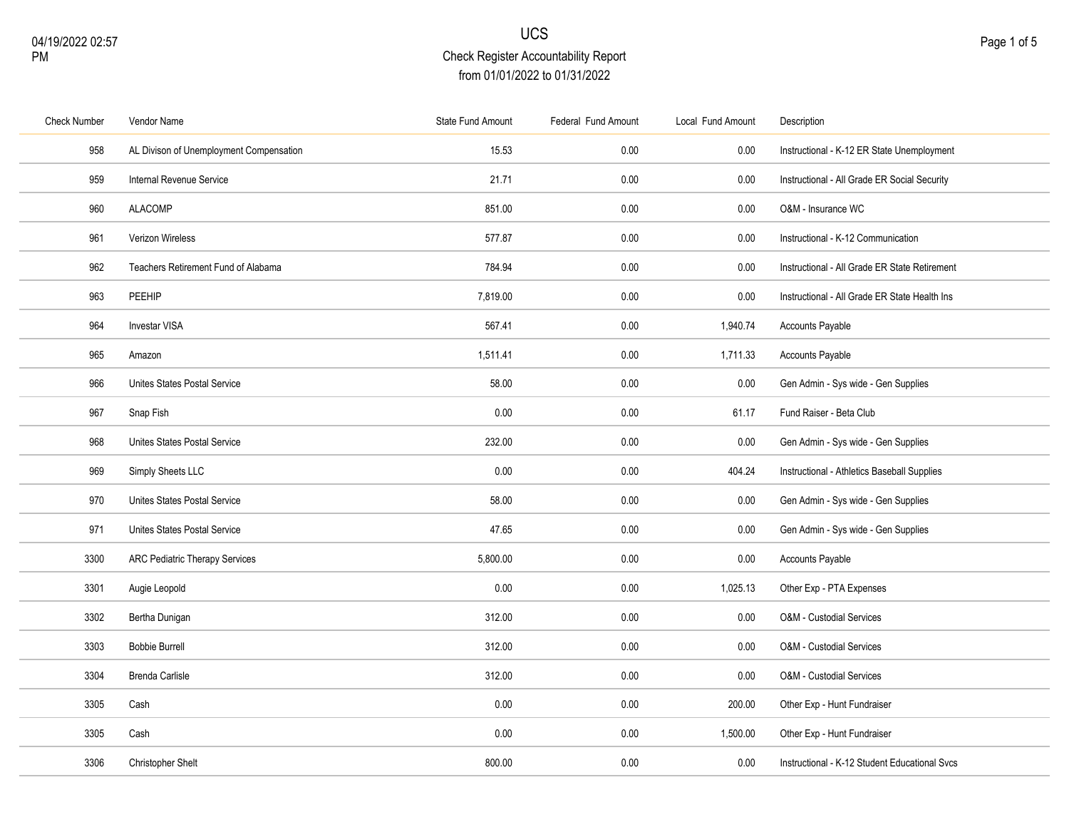# UCS

## Check Register Accountability Report

from 01/01/2022 to 01/31/2022

04/19/2022 02:57 PM

| Check Number | Vendor Name | State Fund Amount | Federal Fund Amount | Local Fund Amount | Description |
|---|---|---|---|---|---|
| 958 | AL Divison of Unemployment Compensation | 15.53 | 0.00 | 0.00 | Instructional - K-12 ER State Unemployment |
| 959 | Internal Revenue Service | 21.71 | 0.00 | 0.00 | Instructional - All Grade ER Social Security |
| 960 | ALACOMP | 851.00 | 0.00 | 0.00 | O&M - Insurance WC |
| 961 | Verizon Wireless | 577.87 | 0.00 | 0.00 | Instructional - K-12 Communication |
| 962 | Teachers Retirement Fund of Alabama | 784.94 | 0.00 | 0.00 | Instructional - All Grade ER State Retirement |
| 963 | PEEHIP | 7,819.00 | 0.00 | 0.00 | Instructional - All Grade ER State Health Ins |
| 964 | Investar VISA | 567.41 | 0.00 | 1,940.74 | Accounts Payable |
| 965 | Amazon | 1,511.41 | 0.00 | 1,711.33 | Accounts Payable |
| 966 | Unites States Postal Service | 58.00 | 0.00 | 0.00 | Gen Admin - Sys wide - Gen Supplies |
| 967 | Snap Fish | 0.00 | 0.00 | 61.17 | Fund Raiser - Beta Club |
| 968 | Unites States Postal Service | 232.00 | 0.00 | 0.00 | Gen Admin - Sys wide - Gen Supplies |
| 969 | Simply Sheets LLC | 0.00 | 0.00 | 404.24 | Instructional - Athletics Baseball Supplies |
| 970 | Unites States Postal Service | 58.00 | 0.00 | 0.00 | Gen Admin - Sys wide - Gen Supplies |
| 971 | Unites States Postal Service | 47.65 | 0.00 | 0.00 | Gen Admin - Sys wide - Gen Supplies |
| 3300 | ARC Pediatric Therapy Services | 5,800.00 | 0.00 | 0.00 | Accounts Payable |
| 3301 | Augie Leopold | 0.00 | 0.00 | 1,025.13 | Other Exp - PTA Expenses |
| 3302 | Bertha Dunigan | 312.00 | 0.00 | 0.00 | O&M - Custodial Services |
| 3303 | Bobbie Burrell | 312.00 | 0.00 | 0.00 | O&M - Custodial Services |
| 3304 | Brenda Carlisle | 312.00 | 0.00 | 0.00 | O&M - Custodial Services |
| 3305 | Cash | 0.00 | 0.00 | 200.00 | Other Exp - Hunt Fundraiser |
| 3305 | Cash | 0.00 | 0.00 | 1,500.00 | Other Exp - Hunt Fundraiser |
| 3306 | Christopher Shelt | 800.00 | 0.00 | 0.00 | Instructional - K-12 Student Educational Svcs |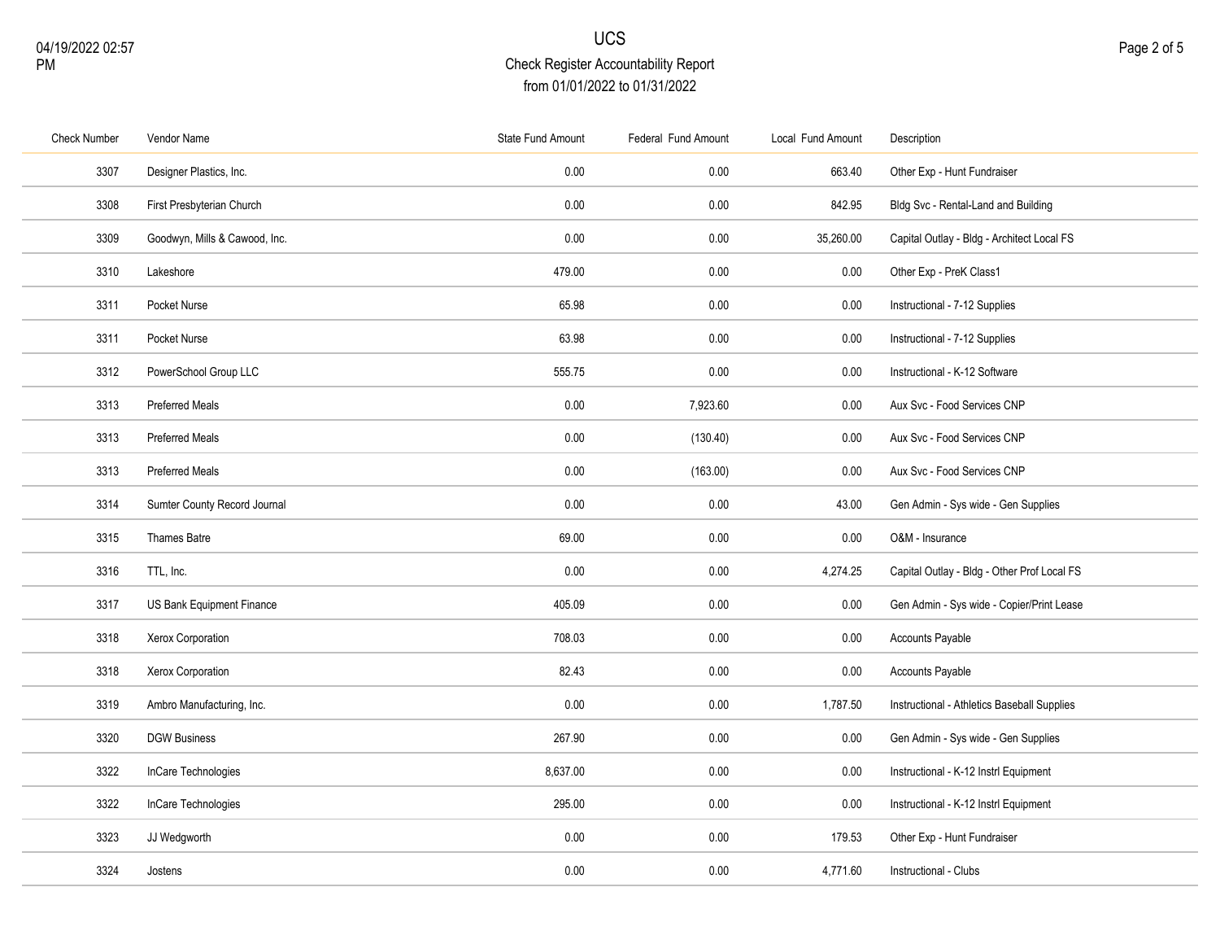# UCS

## Check Register Accountability Report

from 01/01/2022 to 01/31/2022

| Check Number | Vendor Name | State Fund Amount | Federal Fund Amount | Local Fund Amount | Description |
|---|---|---|---|---|---|
| 3307 | Designer Plastics, Inc. | 0.00 | 0.00 | 663.40 | Other Exp - Hunt Fundraiser |
| 3308 | First Presbyterian Church | 0.00 | 0.00 | 842.95 | Bldg Svc - Rental-Land and Building |
| 3309 | Goodwyn, Mills & Cawood, Inc. | 0.00 | 0.00 | 35,260.00 | Capital Outlay - Bldg - Architect Local FS |
| 3310 | Lakeshore | 479.00 | 0.00 | 0.00 | Other Exp - PreK Class1 |
| 3311 | Pocket Nurse | 65.98 | 0.00 | 0.00 | Instructional - 7-12 Supplies |
| 3311 | Pocket Nurse | 63.98 | 0.00 | 0.00 | Instructional - 7-12 Supplies |
| 3312 | PowerSchool Group LLC | 555.75 | 0.00 | 0.00 | Instructional - K-12 Software |
| 3313 | Preferred Meals | 0.00 | 7,923.60 | 0.00 | Aux Svc - Food Services CNP |
| 3313 | Preferred Meals | 0.00 | (130.40) | 0.00 | Aux Svc - Food Services CNP |
| 3313 | Preferred Meals | 0.00 | (163.00) | 0.00 | Aux Svc - Food Services CNP |
| 3314 | Sumter County Record Journal | 0.00 | 0.00 | 43.00 | Gen Admin - Sys wide - Gen Supplies |
| 3315 | Thames Batre | 69.00 | 0.00 | 0.00 | O&M - Insurance |
| 3316 | TTL, Inc. | 0.00 | 0.00 | 4,274.25 | Capital Outlay - Bldg - Other Prof Local FS |
| 3317 | US Bank Equipment Finance | 405.09 | 0.00 | 0.00 | Gen Admin - Sys wide - Copier/Print Lease |
| 3318 | Xerox Corporation | 708.03 | 0.00 | 0.00 | Accounts Payable |
| 3318 | Xerox Corporation | 82.43 | 0.00 | 0.00 | Accounts Payable |
| 3319 | Ambro Manufacturing, Inc. | 0.00 | 0.00 | 1,787.50 | Instructional - Athletics Baseball Supplies |
| 3320 | DGW Business | 267.90 | 0.00 | 0.00 | Gen Admin - Sys wide - Gen Supplies |
| 3322 | InCare Technologies | 8,637.00 | 0.00 | 0.00 | Instructional - K-12 Instrl Equipment |
| 3322 | InCare Technologies | 295.00 | 0.00 | 0.00 | Instructional - K-12 Instrl Equipment |
| 3323 | JJ Wedgworth | 0.00 | 0.00 | 179.53 | Other Exp - Hunt Fundraiser |
| 3324 | Jostens | 0.00 | 0.00 | 4,771.60 | Instructional - Clubs |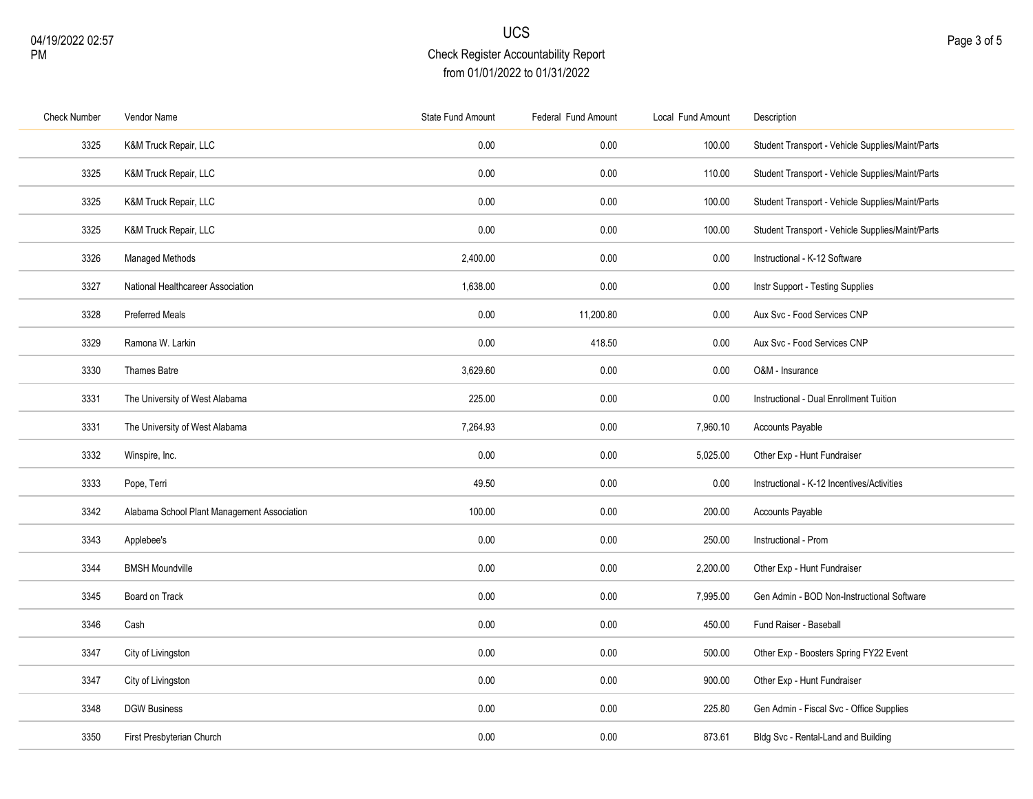# UCS

## Check Register Accountability Report

from 01/01/2022 to 01/31/2022

| Check Number | Vendor Name | State Fund Amount | Federal Fund Amount | Local Fund Amount | Description |
|---|---|---|---|---|---|
| 3325 | K&M Truck Repair, LLC | 0.00 | 0.00 | 100.00 | Student Transport - Vehicle Supplies/Maint/Parts |
| 3325 | K&M Truck Repair, LLC | 0.00 | 0.00 | 110.00 | Student Transport - Vehicle Supplies/Maint/Parts |
| 3325 | K&M Truck Repair, LLC | 0.00 | 0.00 | 100.00 | Student Transport - Vehicle Supplies/Maint/Parts |
| 3325 | K&M Truck Repair, LLC | 0.00 | 0.00 | 100.00 | Student Transport - Vehicle Supplies/Maint/Parts |
| 3326 | Managed Methods | 2,400.00 | 0.00 | 0.00 | Instructional - K-12 Software |
| 3327 | National Healthcareer Association | 1,638.00 | 0.00 | 0.00 | Instr Support - Testing Supplies |
| 3328 | Preferred Meals | 0.00 | 11,200.80 | 0.00 | Aux Svc - Food Services CNP |
| 3329 | Ramona W. Larkin | 0.00 | 418.50 | 0.00 | Aux Svc - Food Services CNP |
| 3330 | Thames Batre | 3,629.60 | 0.00 | 0.00 | O&M - Insurance |
| 3331 | The University of West Alabama | 225.00 | 0.00 | 0.00 | Instructional - Dual Enrollment Tuition |
| 3331 | The University of West Alabama | 7,264.93 | 0.00 | 7,960.10 | Accounts Payable |
| 3332 | Winspire, Inc. | 0.00 | 0.00 | 5,025.00 | Other Exp - Hunt Fundraiser |
| 3333 | Pope, Terri | 49.50 | 0.00 | 0.00 | Instructional - K-12 Incentives/Activities |
| 3342 | Alabama School Plant Management Association | 100.00 | 0.00 | 200.00 | Accounts Payable |
| 3343 | Applebee's | 0.00 | 0.00 | 250.00 | Instructional - Prom |
| 3344 | BMSH Moundville | 0.00 | 0.00 | 2,200.00 | Other Exp - Hunt Fundraiser |
| 3345 | Board on Track | 0.00 | 0.00 | 7,995.00 | Gen Admin - BOD Non-Instructional Software |
| 3346 | Cash | 0.00 | 0.00 | 450.00 | Fund Raiser - Baseball |
| 3347 | City of Livingston | 0.00 | 0.00 | 500.00 | Other Exp - Boosters Spring FY22 Event |
| 3347 | City of Livingston | 0.00 | 0.00 | 900.00 | Other Exp - Hunt Fundraiser |
| 3348 | DGW Business | 0.00 | 0.00 | 225.80 | Gen Admin - Fiscal Svc - Office Supplies |
| 3350 | First Presbyterian Church | 0.00 | 0.00 | 873.61 | Bldg Svc - Rental-Land and Building |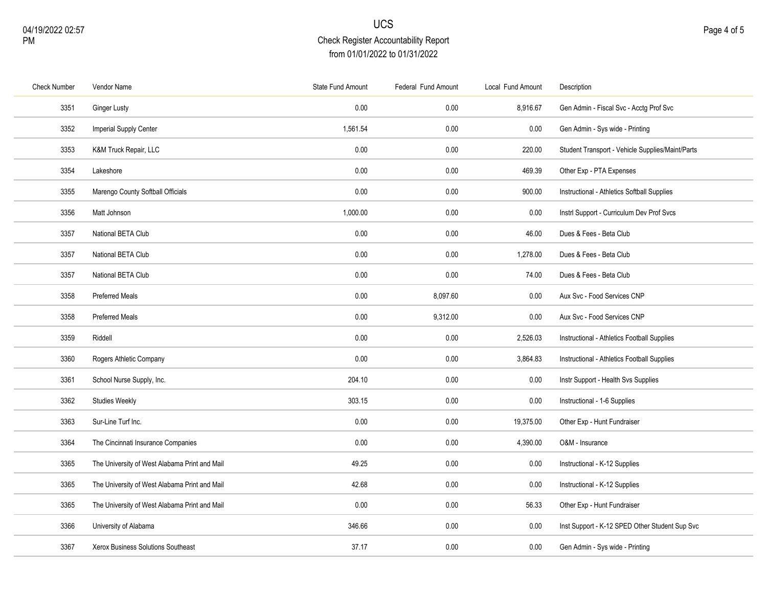# UCS

## Check Register Accountability Report

from 01/01/2022 to 01/31/2022

| Check Number | Vendor Name | State Fund Amount | Federal Fund Amount | Local Fund Amount | Description |
|---|---|---|---|---|---|
| 3351 | Ginger Lusty | 0.00 | 0.00 | 8,916.67 | Gen Admin - Fiscal Svc - Acctg Prof Svc |
| 3352 | Imperial Supply Center | 1,561.54 | 0.00 | 0.00 | Gen Admin - Sys wide - Printing |
| 3353 | K&M Truck Repair, LLC | 0.00 | 0.00 | 220.00 | Student Transport - Vehicle Supplies/Maint/Parts |
| 3354 | Lakeshore | 0.00 | 0.00 | 469.39 | Other Exp - PTA Expenses |
| 3355 | Marengo County Softball Officials | 0.00 | 0.00 | 900.00 | Instructional - Athletics Softball Supplies |
| 3356 | Matt Johnson | 1,000.00 | 0.00 | 0.00 | Instrl Support - Curriculum Dev Prof Svcs |
| 3357 | National BETA Club | 0.00 | 0.00 | 46.00 | Dues & Fees - Beta Club |
| 3357 | National BETA Club | 0.00 | 0.00 | 1,278.00 | Dues & Fees - Beta Club |
| 3357 | National BETA Club | 0.00 | 0.00 | 74.00 | Dues & Fees - Beta Club |
| 3358 | Preferred Meals | 0.00 | 8,097.60 | 0.00 | Aux Svc - Food Services CNP |
| 3358 | Preferred Meals | 0.00 | 9,312.00 | 0.00 | Aux Svc - Food Services CNP |
| 3359 | Riddell | 0.00 | 0.00 | 2,526.03 | Instructional - Athletics Football Supplies |
| 3360 | Rogers Athletic Company | 0.00 | 0.00 | 3,864.83 | Instructional - Athletics Football Supplies |
| 3361 | School Nurse Supply, Inc. | 204.10 | 0.00 | 0.00 | Instr Support - Health Svs Supplies |
| 3362 | Studies Weekly | 303.15 | 0.00 | 0.00 | Instructional - 1-6 Supplies |
| 3363 | Sur-Line Turf Inc. | 0.00 | 0.00 | 19,375.00 | Other Exp - Hunt Fundraiser |
| 3364 | The Cincinnati Insurance Companies | 0.00 | 0.00 | 4,390.00 | O&M - Insurance |
| 3365 | The University of West Alabama Print and Mail | 49.25 | 0.00 | 0.00 | Instructional - K-12 Supplies |
| 3365 | The University of West Alabama Print and Mail | 42.68 | 0.00 | 0.00 | Instructional - K-12 Supplies |
| 3365 | The University of West Alabama Print and Mail | 0.00 | 0.00 | 56.33 | Other Exp - Hunt Fundraiser |
| 3366 | University of Alabama | 346.66 | 0.00 | 0.00 | Inst Support - K-12 SPED Other Student Sup Svc |
| 3367 | Xerox Business Solutions Southeast | 37.17 | 0.00 | 0.00 | Gen Admin - Sys wide - Printing |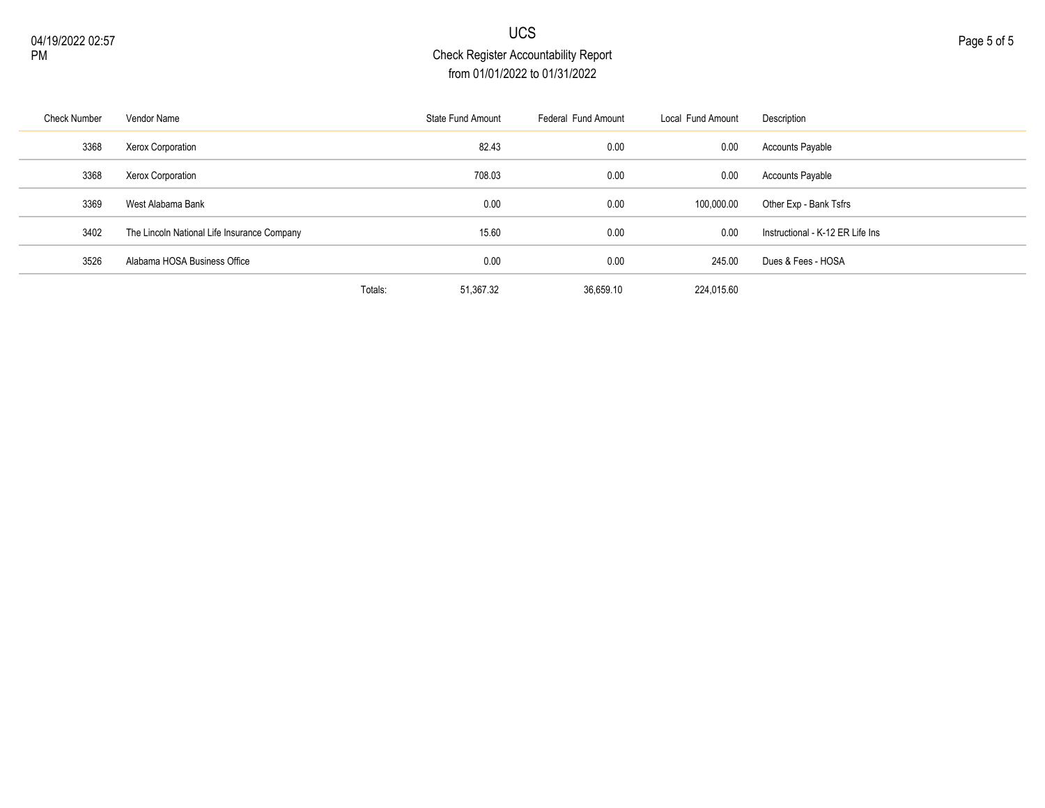# UCS

## Check Register Accountability Report

from 01/01/2022 to 01/31/2022

| Check Number | Vendor Name | | State Fund Amount | Federal Fund Amount | Local Fund Amount | Description |
|---|---|---|---|---|---|---|
| 3368 | Xerox Corporation | | 82.43 | 0.00 | 0.00 | Accounts Payable |
| 3368 | Xerox Corporation | | 708.03 | 0.00 | 0.00 | Accounts Payable |
| 3369 | West Alabama Bank | | 0.00 | 0.00 | 100,000.00 | Other Exp - Bank Tsfrs |
| 3402 | The Lincoln National Life Insurance Company | | 15.60 | 0.00 | 0.00 | Instructional - K-12 ER Life Ins |
| 3526 | Alabama HOSA Business Office | | 0.00 | 0.00 | 245.00 | Dues & Fees - HOSA |
| | | Totals: | 51,367.32 | 36,659.10 | 224,015.60 | |